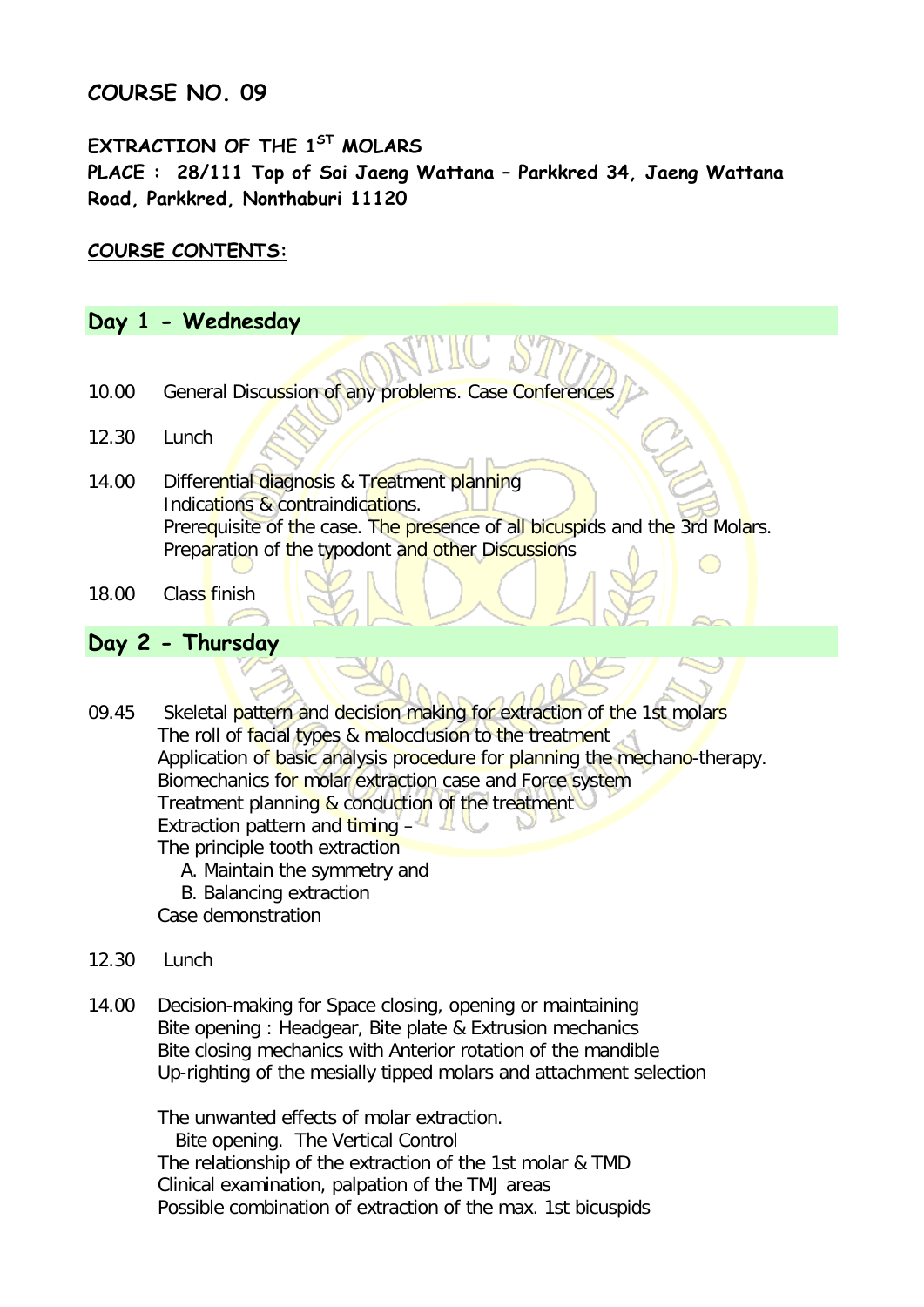## COURSE NO. 09

**EXTRACTION OF THE 1$^{ST}$ MOLARS**
**PLACE : 28/111 Top of Soi Jaeng Wattana – Parkkred 34, Jaeng Wattana Road, Parkkred, Nonthaburi 11120**

**COURSE CONTENTS:**

### Day 1 - Wednesday

10.00 General Discussion of any problems. Case Conferences

12.30 Lunch

14.00 Differential diagnosis & Treatment planning
Indications & contraindications.
Prerequisite of the case. The presence of all bicuspids and the 3rd Molars.
Preparation of the typodont and other Discussions

18.00 Class finish

### Day 2 - Thursday

09.45 Skeletal pattern and decision making for extraction of the 1st molars
The roll of facial types & malocclusion to the treatment
Application of basic analysis procedure for planning the mechano-therapy.
Biomechanics for molar extraction case and Force system
Treatment planning & conduction of the treatment
Extraction pattern and timing –
The principle tooth extraction
A. Maintain the symmetry and
B. Balancing extraction
Case demonstration

12.30 Lunch

14.00 Decision-making for Space closing, opening or maintaining
Bite opening : Headgear, Bite plate & Extrusion mechanics
Bite closing mechanics with Anterior rotation of the mandible
Up-righting of the mesially tipped molars and attachment selection

The unwanted effects of molar extraction.
Bite opening. The Vertical Control
The relationship of the extraction of the 1st molar & TMD
Clinical examination, palpation of the TMJ areas
Possible combination of extraction of the max. 1st bicuspids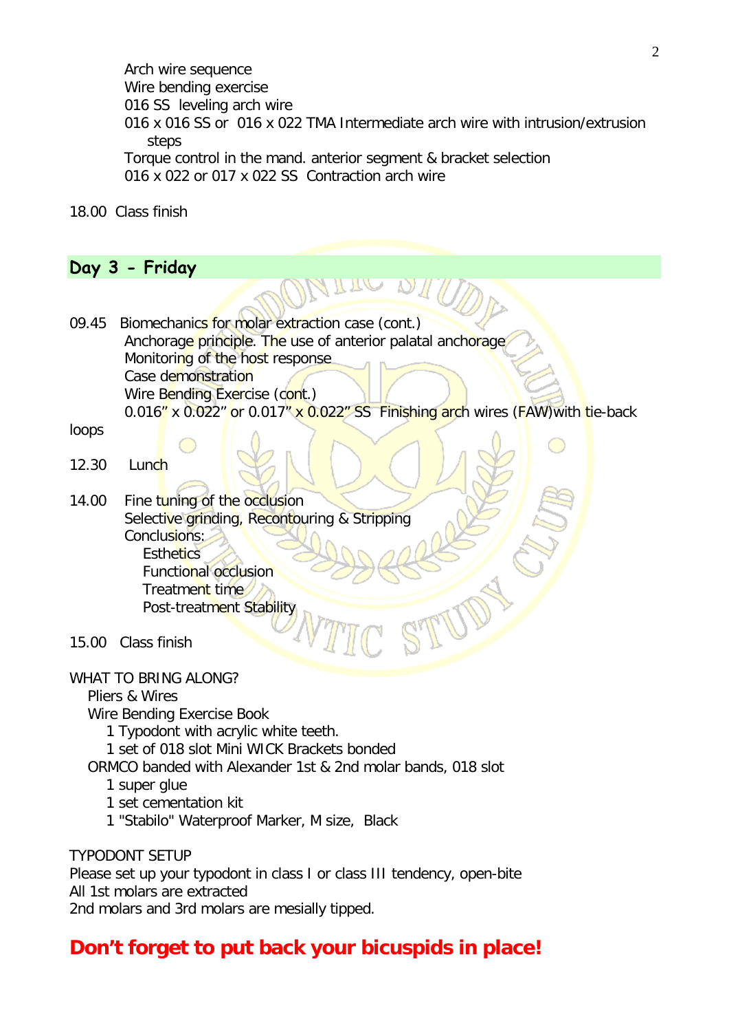Arch wire sequence
Wire bending exercise
016 SS leveling arch wire
016 x 016 SS or 016 x 022 TMA Intermediate arch wire with intrusion/extrusion steps
Torque control in the mand. anterior segment & bracket selection
016 x 022 or 017 x 022 SS Contraction arch wire

18.00 Class finish

## Day 3 - Friday

09.45 Biomechanics for molar extraction case (cont.)
Anchorage principle. The use of anterior palatal anchorage
Monitoring of the host response
Case demonstration
Wire Bending Exercise (cont.)
0.016" x 0.022" or 0.017" x 0.022" SS Finishing arch wires (FAW)with tie-back loops

12.30 Lunch

14.00 Fine tuning of the occlusion
Selective grinding, Recontouring & Stripping
Conclusions:
- Esthetics
- Functional occlusion
- Treatment time
- Post-treatment Stability

15.00 Class finish

WHAT TO BRING ALONG?
Pliers & Wires
Wire Bending Exercise Book
1 Typodont with acrylic white teeth.
1 set of 018 slot Mini WICK Brackets bonded
ORMCO banded with Alexander 1st & 2nd molar bands, 018 slot
1 super glue
1 set cementation kit
1 "Stabilo" Waterproof Marker, M size, Black

TYPODONT SETUP
Please set up your typodont in class I or class III tendency, open-bite
All 1st molars are extracted
2nd molars and 3rd molars are mesially tipped.

**Don't forget to put back your bicuspids in place!**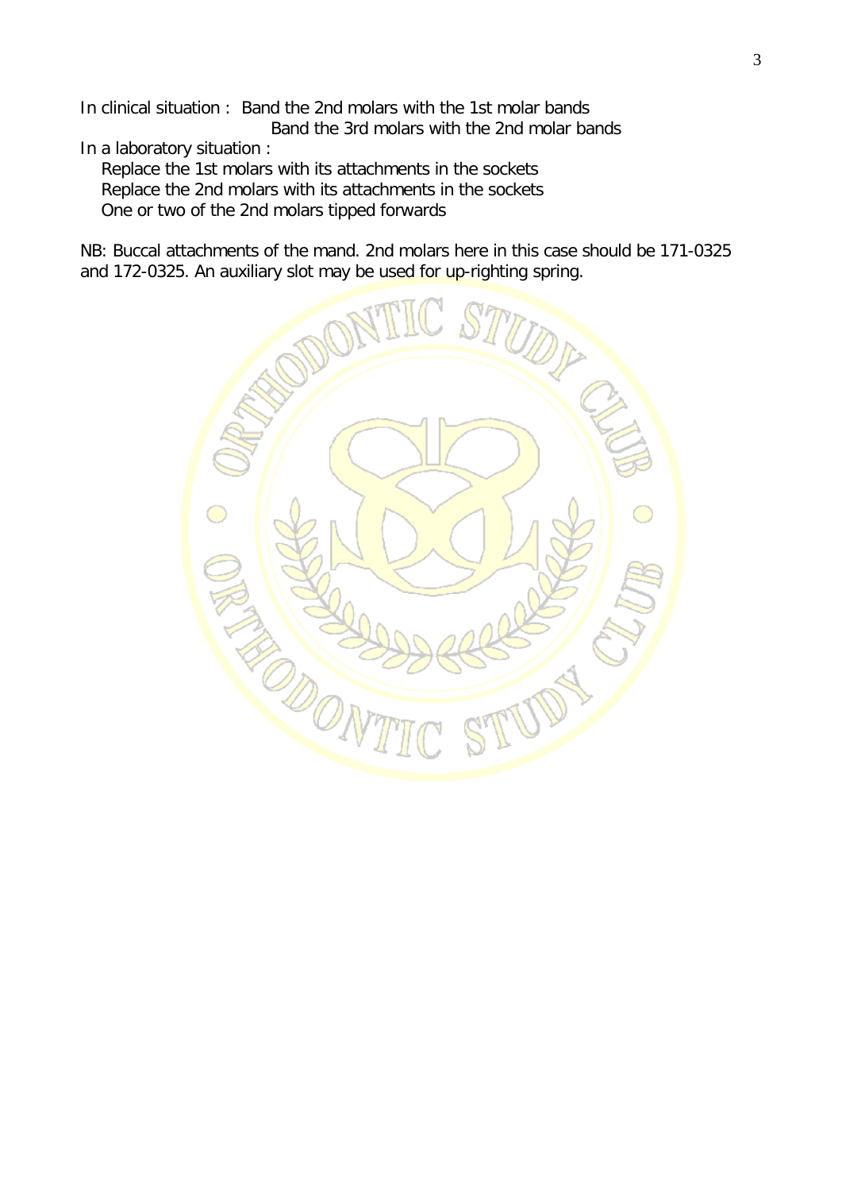In clinical situation : Band the 2nd molars with the 1st molar bands
Band the 3rd molars with the 2nd molar bands

In a laboratory situation :

Replace the 1st molars with its attachments in the sockets
Replace the 2nd molars with its attachments in the sockets
One or two of the 2nd molars tipped forwards

NB: Buccal attachments of the mand. 2nd molars here in this case should be 171-0325 and 172-0325. An auxiliary slot may be used for up-righting spring.